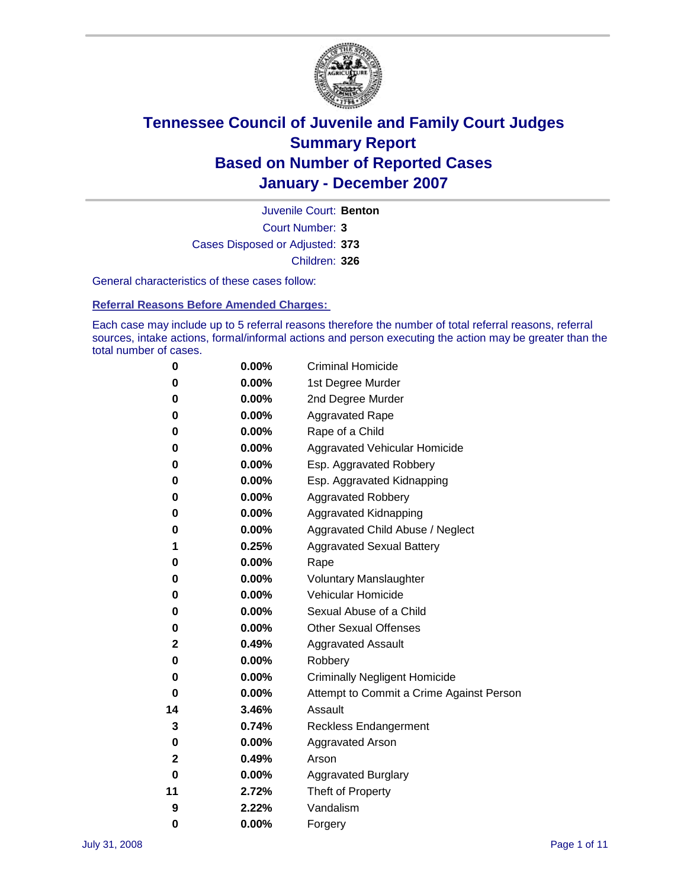# Tennessee Council of Juvenile and Family Court Judges
## Summary Report
## Based on Number of Reported Cases
## January - December 2007

Juvenile Court: **Benton**

Court Number: **3**

Cases Disposed or Adjusted: **373**

Children: **326**

General characteristics of these cases follow:

### Referral Reasons Before Amended Charges:

Each case may include up to 5 referral reasons therefore the number of total referral reasons, referral sources, intake actions, formal/informal actions and person executing the action may be greater than the total number of cases.

| | | |
|---|---|---|
| 0 | 0.00% | Criminal Homicide |
| 0 | 0.00% | 1st Degree Murder |
| 0 | 0.00% | 2nd Degree Murder |
| 0 | 0.00% | Aggravated Rape |
| 0 | 0.00% | Rape of a Child |
| 0 | 0.00% | Aggravated Vehicular Homicide |
| 0 | 0.00% | Esp. Aggravated Robbery |
| 0 | 0.00% | Esp. Aggravated Kidnapping |
| 0 | 0.00% | Aggravated Robbery |
| 0 | 0.00% | Aggravated Kidnapping |
| 0 | 0.00% | Aggravated Child Abuse / Neglect |
| 1 | 0.25% | Aggravated Sexual Battery |
| 0 | 0.00% | Rape |
| 0 | 0.00% | Voluntary Manslaughter |
| 0 | 0.00% | Vehicular Homicide |
| 0 | 0.00% | Sexual Abuse of a Child |
| 0 | 0.00% | Other Sexual Offenses |
| 2 | 0.49% | Aggravated Assault |
| 0 | 0.00% | Robbery |
| 0 | 0.00% | Criminally Negligent Homicide |
| 0 | 0.00% | Attempt to Commit a Crime Against Person |
| 14 | 3.46% | Assault |
| 3 | 0.74% | Reckless Endangerment |
| 0 | 0.00% | Aggravated Arson |
| 2 | 0.49% | Arson |
| 0 | 0.00% | Aggravated Burglary |
| 11 | 2.72% | Theft of Property |
| 9 | 2.22% | Vandalism |
| 0 | 0.00% | Forgery |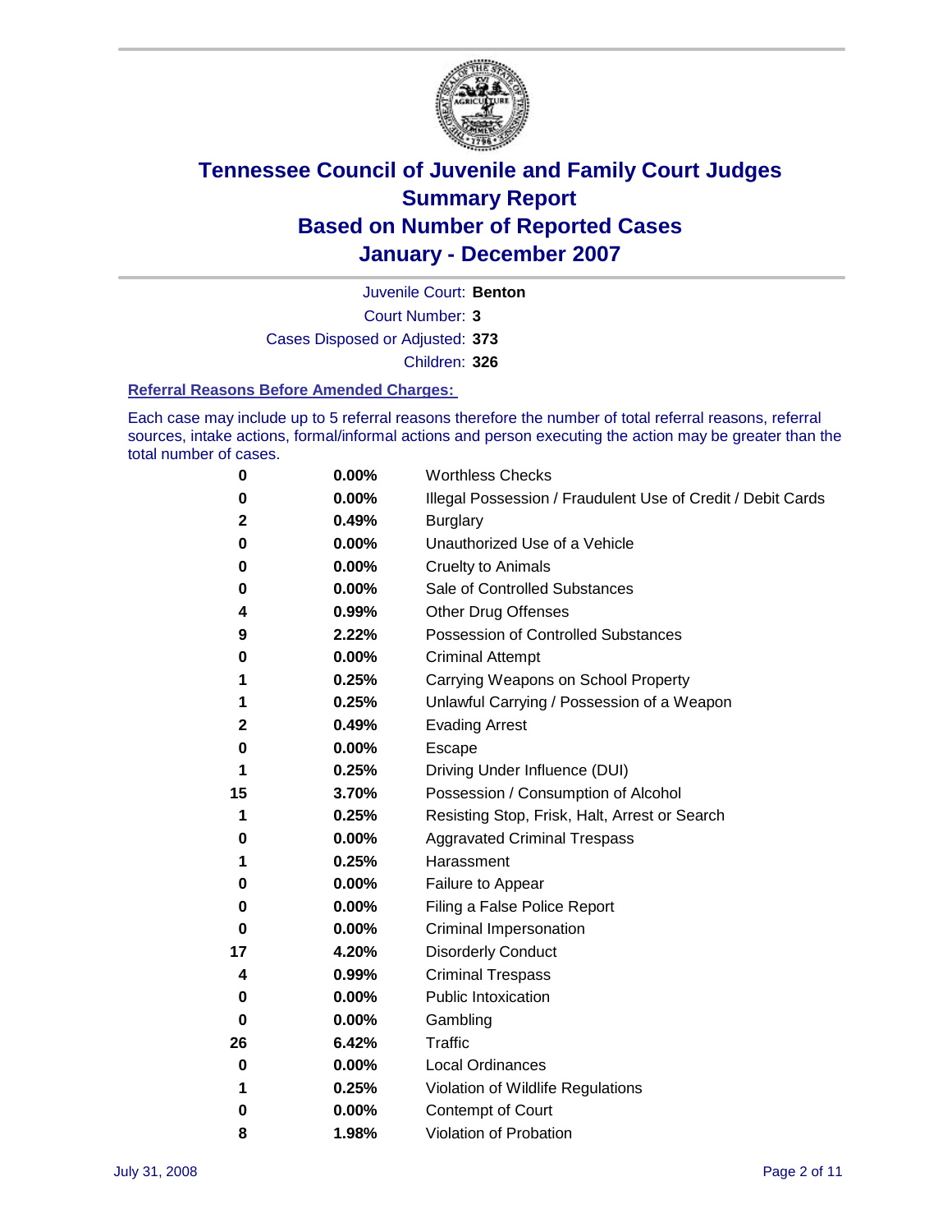# Tennessee Council of Juvenile and Family Court Judges
## Summary Report
## Based on Number of Reported Cases
## January - December 2007

Juvenile Court: **Benton**

Court Number: **3**

Cases Disposed or Adjusted: **373**

Children: **326**

### Referral Reasons Before Amended Charges:

Each case may include up to 5 referral reasons therefore the number of total referral reasons, referral sources, intake actions, formal/informal actions and person executing the action may be greater than the total number of cases.

| | | |
|---|---|---|
| 0 | 0.00% | Worthless Checks |
| 0 | 0.00% | Illegal Possession / Fraudulent Use of Credit / Debit Cards |
| 2 | 0.49% | Burglary |
| 0 | 0.00% | Unauthorized Use of a Vehicle |
| 0 | 0.00% | Cruelty to Animals |
| 0 | 0.00% | Sale of Controlled Substances |
| 4 | 0.99% | Other Drug Offenses |
| 9 | 2.22% | Possession of Controlled Substances |
| 0 | 0.00% | Criminal Attempt |
| 1 | 0.25% | Carrying Weapons on School Property |
| 1 | 0.25% | Unlawful Carrying / Possession of a Weapon |
| 2 | 0.49% | Evading Arrest |
| 0 | 0.00% | Escape |
| 1 | 0.25% | Driving Under Influence (DUI) |
| 15 | 3.70% | Possession / Consumption of Alcohol |
| 1 | 0.25% | Resisting Stop, Frisk, Halt, Arrest or Search |
| 0 | 0.00% | Aggravated Criminal Trespass |
| 1 | 0.25% | Harassment |
| 0 | 0.00% | Failure to Appear |
| 0 | 0.00% | Filing a False Police Report |
| 0 | 0.00% | Criminal Impersonation |
| 17 | 4.20% | Disorderly Conduct |
| 4 | 0.99% | Criminal Trespass |
| 0 | 0.00% | Public Intoxication |
| 0 | 0.00% | Gambling |
| 26 | 6.42% | Traffic |
| 0 | 0.00% | Local Ordinances |
| 1 | 0.25% | Violation of Wildlife Regulations |
| 0 | 0.00% | Contempt of Court |
| 8 | 1.98% | Violation of Probation |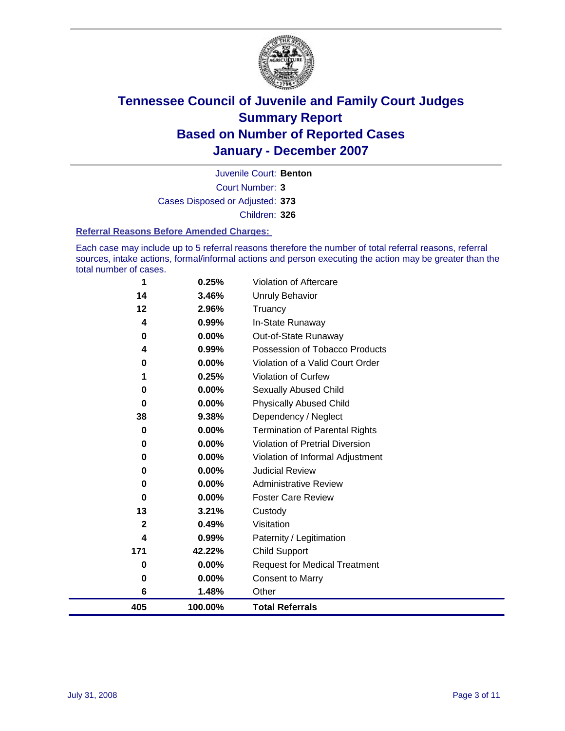# Tennessee Council of Juvenile and Family Court Judges
## Summary Report
## Based on Number of Reported Cases
## January - December 2007

Juvenile Court: **Benton**

Court Number: **3**

Cases Disposed or Adjusted: **373**

Children: **326**

### Referral Reasons Before Amended Charges:

Each case may include up to 5 referral reasons therefore the number of total referral reasons, referral sources, intake actions, formal/informal actions and person executing the action may be greater than the total number of cases.

| Count | Percent | Referral Reason |
|---|---|---|
| 1 | 0.25% | Violation of Aftercare |
| 14 | 3.46% | Unruly Behavior |
| 12 | 2.96% | Truancy |
| 4 | 0.99% | In-State Runaway |
| 0 | 0.00% | Out-of-State Runaway |
| 4 | 0.99% | Possession of Tobacco Products |
| 0 | 0.00% | Violation of a Valid Court Order |
| 1 | 0.25% | Violation of Curfew |
| 0 | 0.00% | Sexually Abused Child |
| 0 | 0.00% | Physically Abused Child |
| 38 | 9.38% | Dependency / Neglect |
| 0 | 0.00% | Termination of Parental Rights |
| 0 | 0.00% | Violation of Pretrial Diversion |
| 0 | 0.00% | Violation of Informal Adjustment |
| 0 | 0.00% | Judicial Review |
| 0 | 0.00% | Administrative Review |
| 0 | 0.00% | Foster Care Review |
| 13 | 3.21% | Custody |
| 2 | 0.49% | Visitation |
| 4 | 0.99% | Paternity / Legitimation |
| 171 | 42.22% | Child Support |
| 0 | 0.00% | Request for Medical Treatment |
| 0 | 0.00% | Consent to Marry |
| 6 | 1.48% | Other |
| **405** | **100.00%** | **Total Referrals** |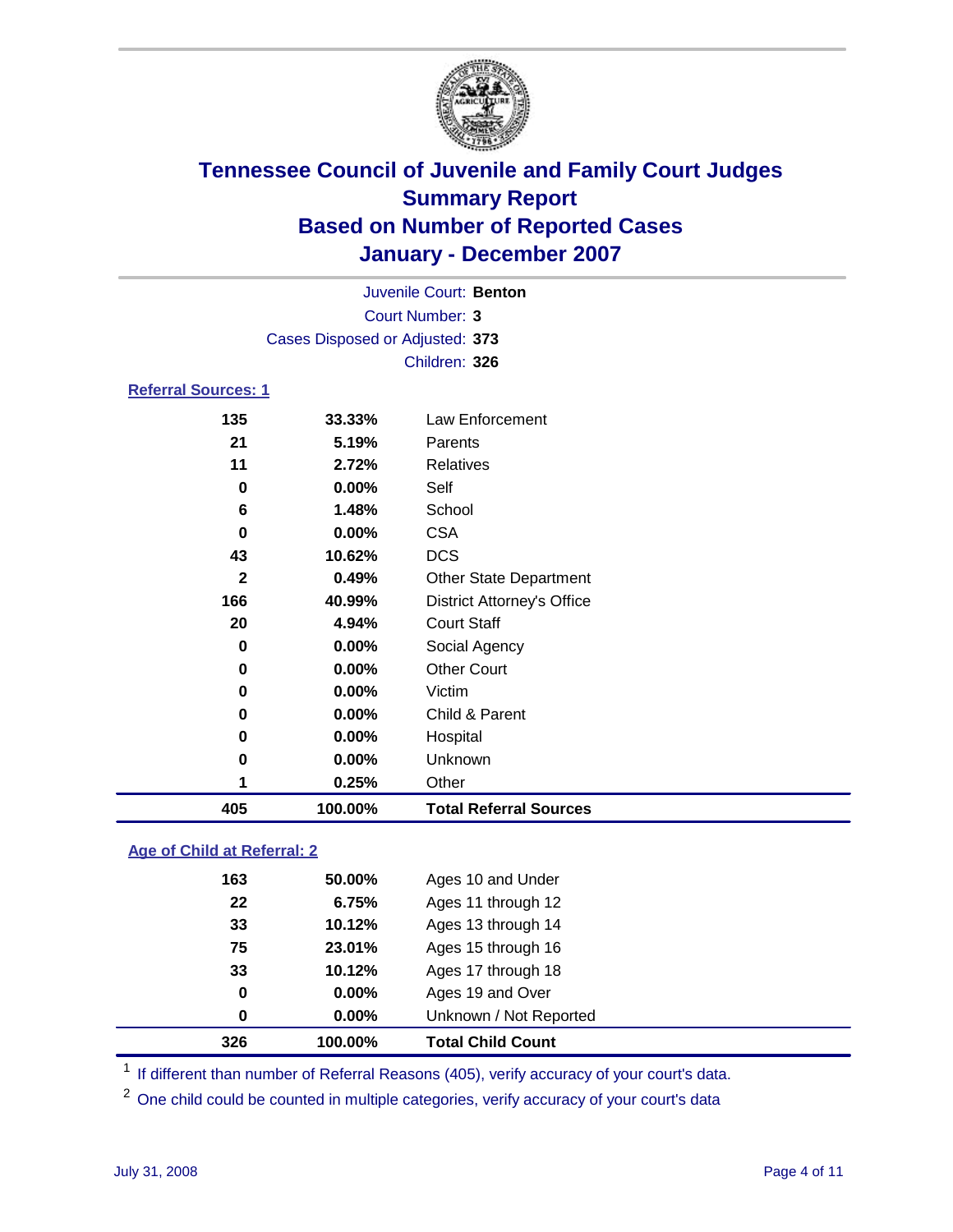# Tennessee Council of Juvenile and Family Court Judges
## Summary Report
## Based on Number of Reported Cases
## January - December 2007

Juvenile Court: **Benton**
Court Number: **3**
Cases Disposed or Adjusted: **373**
Children: **326**

### Referral Sources: 1

| Count | Percent | Source |
|---|---|---|
| 135 | 33.33% | Law Enforcement |
| 21 | 5.19% | Parents |
| 11 | 2.72% | Relatives |
| 0 | 0.00% | Self |
| 6 | 1.48% | School |
| 0 | 0.00% | CSA |
| 43 | 10.62% | DCS |
| 2 | 0.49% | Other State Department |
| 166 | 40.99% | District Attorney's Office |
| 20 | 4.94% | Court Staff |
| 0 | 0.00% | Social Agency |
| 0 | 0.00% | Other Court |
| 0 | 0.00% | Victim |
| 0 | 0.00% | Child & Parent |
| 0 | 0.00% | Hospital |
| 0 | 0.00% | Unknown |
| 1 | 0.25% | Other |
| **405** | **100.00%** | **Total Referral Sources** |

### Age of Child at Referral: 2

| Count | Percent | Age |
|---|---|---|
| 163 | 50.00% | Ages 10 and Under |
| 22 | 6.75% | Ages 11 through 12 |
| 33 | 10.12% | Ages 13 through 14 |
| 75 | 23.01% | Ages 15 through 16 |
| 33 | 10.12% | Ages 17 through 18 |
| 0 | 0.00% | Ages 19 and Over |
| 0 | 0.00% | Unknown / Not Reported |
| **326** | **100.00%** | **Total Child Count** |

[1] If different than number of Referral Reasons (405), verify accuracy of your court's data.

[2] One child could be counted in multiple categories, verify accuracy of your court's data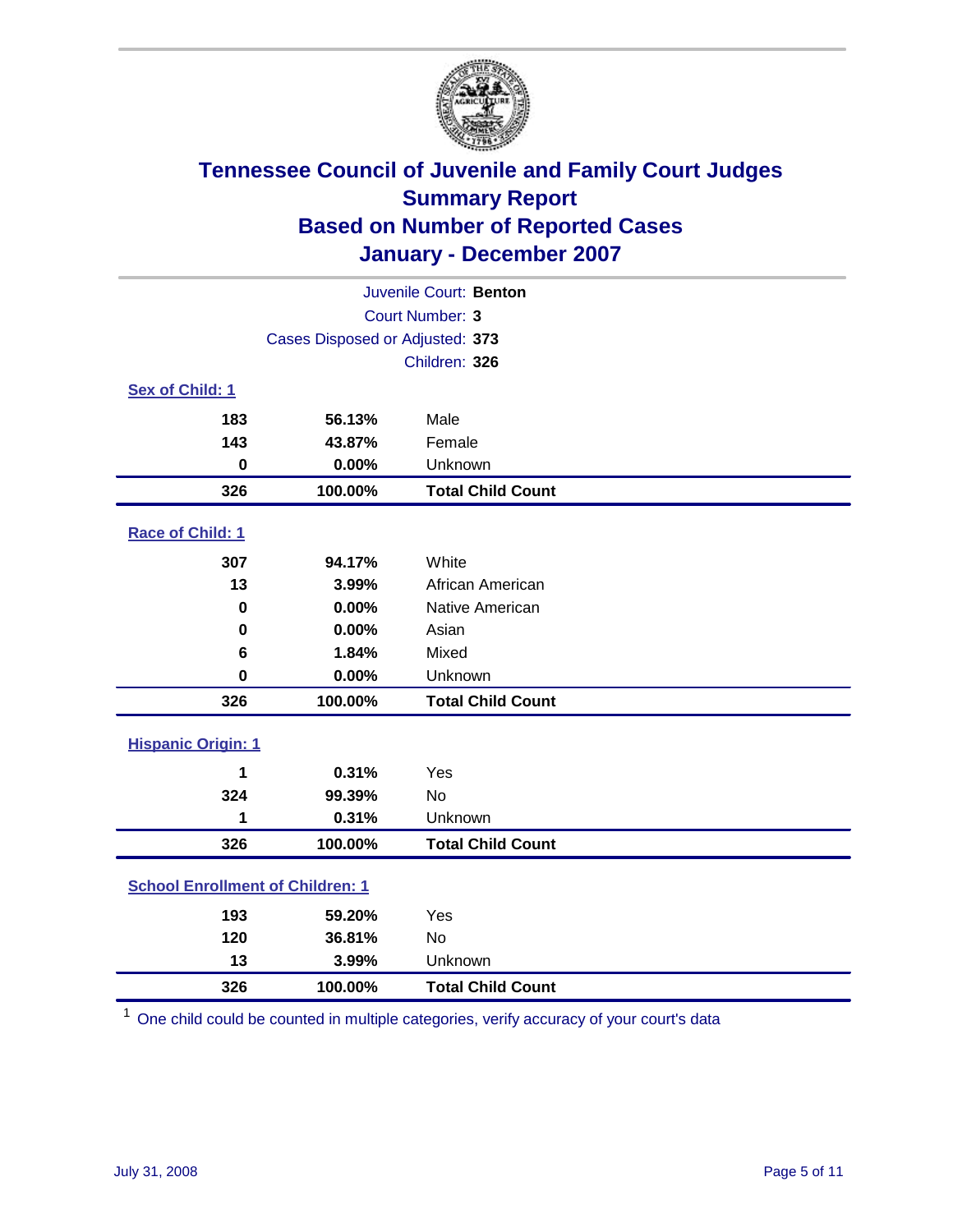# Tennessee Council of Juvenile and Family Court Judges
## Summary Report
## Based on Number of Reported Cases
## January - December 2007

Juvenile Court: **Benton**

Court Number: **3**

Cases Disposed or Adjusted: **373**

Children: **326**

### Sex of Child: 1

| | | |
|---|---|---|
| **183** | **56.13%** | Male |
| **143** | **43.87%** | Female |
| **0** | **0.00%** | Unknown |
| **326** | **100.00%** | **Total Child Count** |

### Race of Child: 1

| | | |
|---|---|---|
| **307** | **94.17%** | White |
| **13** | **3.99%** | African American |
| **0** | **0.00%** | Native American |
| **0** | **0.00%** | Asian |
| **6** | **1.84%** | Mixed |
| **0** | **0.00%** | Unknown |
| **326** | **100.00%** | **Total Child Count** |

### Hispanic Origin: 1

| | | |
|---|---|---|
| **1** | **0.31%** | Yes |
| **324** | **99.39%** | No |
| **1** | **0.31%** | Unknown |
| **326** | **100.00%** | **Total Child Count** |

### School Enrollment of Children: 1

| | | |
|---|---|---|
| **193** | **59.20%** | Yes |
| **120** | **36.81%** | No |
| **13** | **3.99%** | Unknown |
| **326** | **100.00%** | **Total Child Count** |

[1] One child could be counted in multiple categories, verify accuracy of your court's data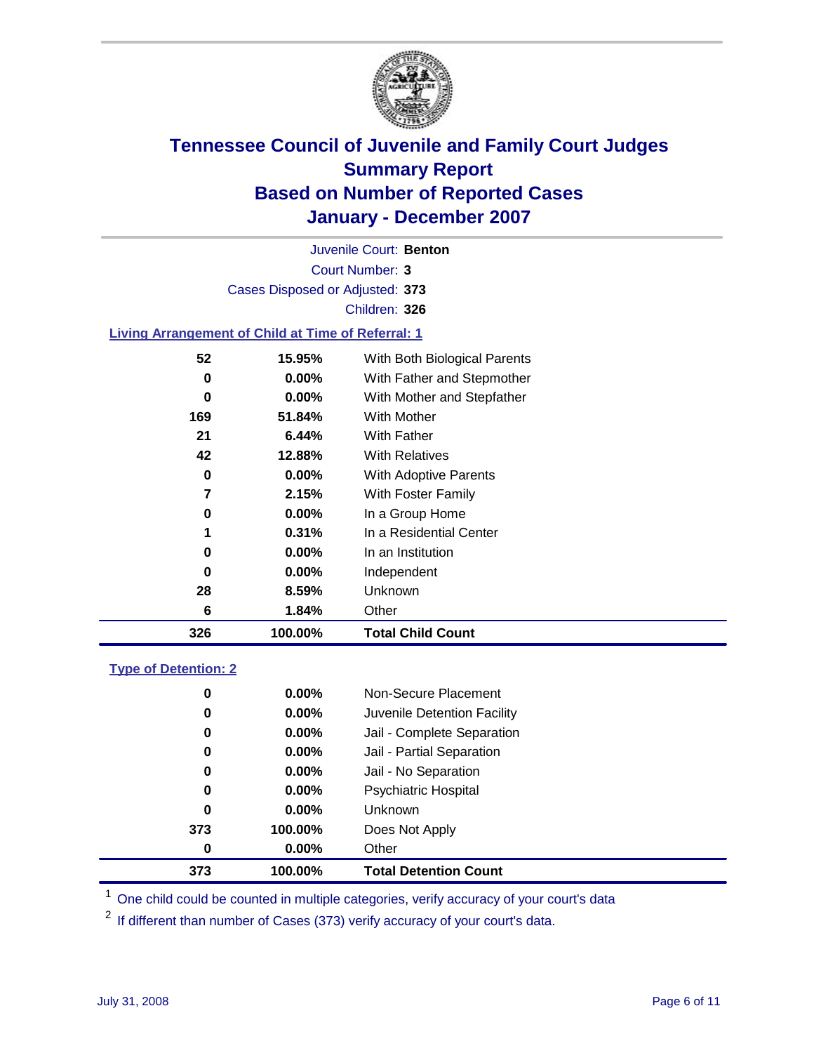# Tennessee Council of Juvenile and Family Court Judges
## Summary Report
## Based on Number of Reported Cases
## January - December 2007

Juvenile Court: **Benton**
Court Number: **3**
Cases Disposed or Adjusted: **373**
Children: **326**

### Living Arrangement of Child at Time of Referral: 1

| Count | Percent | Category |
|---|---|---|
| 52 | 15.95% | With Both Biological Parents |
| 0 | 0.00% | With Father and Stepmother |
| 0 | 0.00% | With Mother and Stepfather |
| 169 | 51.84% | With Mother |
| 21 | 6.44% | With Father |
| 42 | 12.88% | With Relatives |
| 0 | 0.00% | With Adoptive Parents |
| 7 | 2.15% | With Foster Family |
| 0 | 0.00% | In a Group Home |
| 1 | 0.31% | In a Residential Center |
| 0 | 0.00% | In an Institution |
| 0 | 0.00% | Independent |
| 28 | 8.59% | Unknown |
| 6 | 1.84% | Other |
| **326** | **100.00%** | **Total Child Count** |

### Type of Detention: 2

| Count | Percent | Category |
|---|---|---|
| 0 | 0.00% | Non-Secure Placement |
| 0 | 0.00% | Juvenile Detention Facility |
| 0 | 0.00% | Jail - Complete Separation |
| 0 | 0.00% | Jail - Partial Separation |
| 0 | 0.00% | Jail - No Separation |
| 0 | 0.00% | Psychiatric Hospital |
| 0 | 0.00% | Unknown |
| 373 | 100.00% | Does Not Apply |
| 0 | 0.00% | Other |
| **373** | **100.00%** | **Total Detention Count** |

[1] One child could be counted in multiple categories, verify accuracy of your court's data

[2] If different than number of Cases (373) verify accuracy of your court's data.

July 31, 2008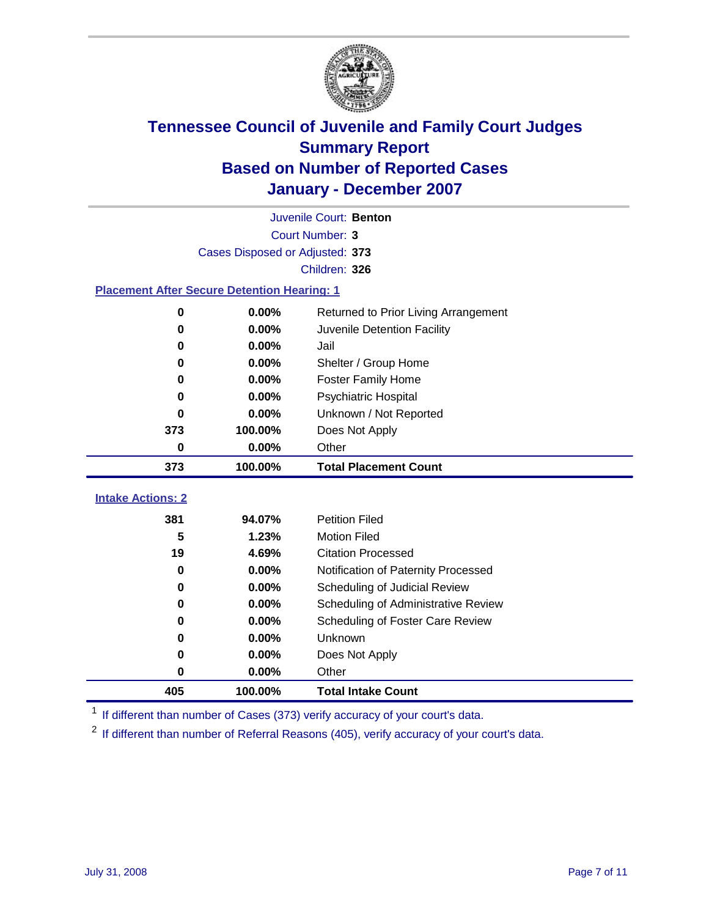# Tennessee Council of Juvenile and Family Court Judges
## Summary Report
## Based on Number of Reported Cases
## January - December 2007

Juvenile Court: **Benton**
Court Number: **3**
Cases Disposed or Adjusted: **373**
Children: **326**

### Placement After Secure Detention Hearing: 1

| Count | Percent | Placement |
|---|---|---|
| 0 | 0.00% | Returned to Prior Living Arrangement |
| 0 | 0.00% | Juvenile Detention Facility |
| 0 | 0.00% | Jail |
| 0 | 0.00% | Shelter / Group Home |
| 0 | 0.00% | Foster Family Home |
| 0 | 0.00% | Psychiatric Hospital |
| 0 | 0.00% | Unknown / Not Reported |
| 373 | 100.00% | Does Not Apply |
| 0 | 0.00% | Other |
| **373** | **100.00%** | **Total Placement Count** |

### Intake Actions: 2

| Count | Percent | Intake Action |
|---|---|---|
| 381 | 94.07% | Petition Filed |
| 5 | 1.23% | Motion Filed |
| 19 | 4.69% | Citation Processed |
| 0 | 0.00% | Notification of Paternity Processed |
| 0 | 0.00% | Scheduling of Judicial Review |
| 0 | 0.00% | Scheduling of Administrative Review |
| 0 | 0.00% | Scheduling of Foster Care Review |
| 0 | 0.00% | Unknown |
| 0 | 0.00% | Does Not Apply |
| 0 | 0.00% | Other |
| **405** | **100.00%** | **Total Intake Count** |

[1] If different than number of Cases (373) verify accuracy of your court's data.

[2] If different than number of Referral Reasons (405), verify accuracy of your court's data.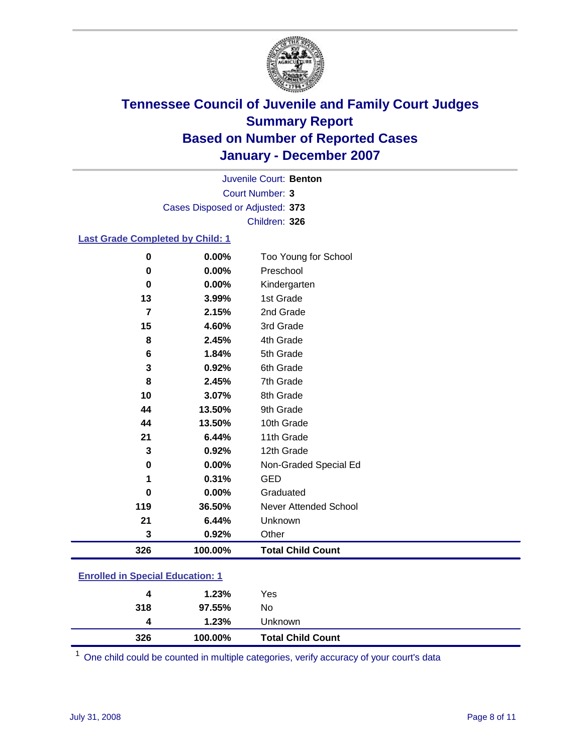# Tennessee Council of Juvenile and Family Court Judges
## Summary Report
## Based on Number of Reported Cases
## January - December 2007

Juvenile Court: **Benton**
Court Number: **3**
Cases Disposed or Adjusted: **373**
Children: **326**

### Last Grade Completed by Child: 1

| Count | Percent | Category |
|---|---|---|
| 0 | 0.00% | Too Young for School |
| 0 | 0.00% | Preschool |
| 0 | 0.00% | Kindergarten |
| 13 | 3.99% | 1st Grade |
| 7 | 2.15% | 2nd Grade |
| 15 | 4.60% | 3rd Grade |
| 8 | 2.45% | 4th Grade |
| 6 | 1.84% | 5th Grade |
| 3 | 0.92% | 6th Grade |
| 8 | 2.45% | 7th Grade |
| 10 | 3.07% | 8th Grade |
| 44 | 13.50% | 9th Grade |
| 44 | 13.50% | 10th Grade |
| 21 | 6.44% | 11th Grade |
| 3 | 0.92% | 12th Grade |
| 0 | 0.00% | Non-Graded Special Ed |
| 1 | 0.31% | GED |
| 0 | 0.00% | Graduated |
| 119 | 36.50% | Never Attended School |
| 21 | 6.44% | Unknown |
| 3 | 0.92% | Other |
| **326** | **100.00%** | **Total Child Count** |

### Enrolled in Special Education: 1

| Count | Percent | Category |
|---|---|---|
| 4 | 1.23% | Yes |
| 318 | 97.55% | No |
| 4 | 1.23% | Unknown |
| **326** | **100.00%** | **Total Child Count** |

[1] One child could be counted in multiple categories, verify accuracy of your court's data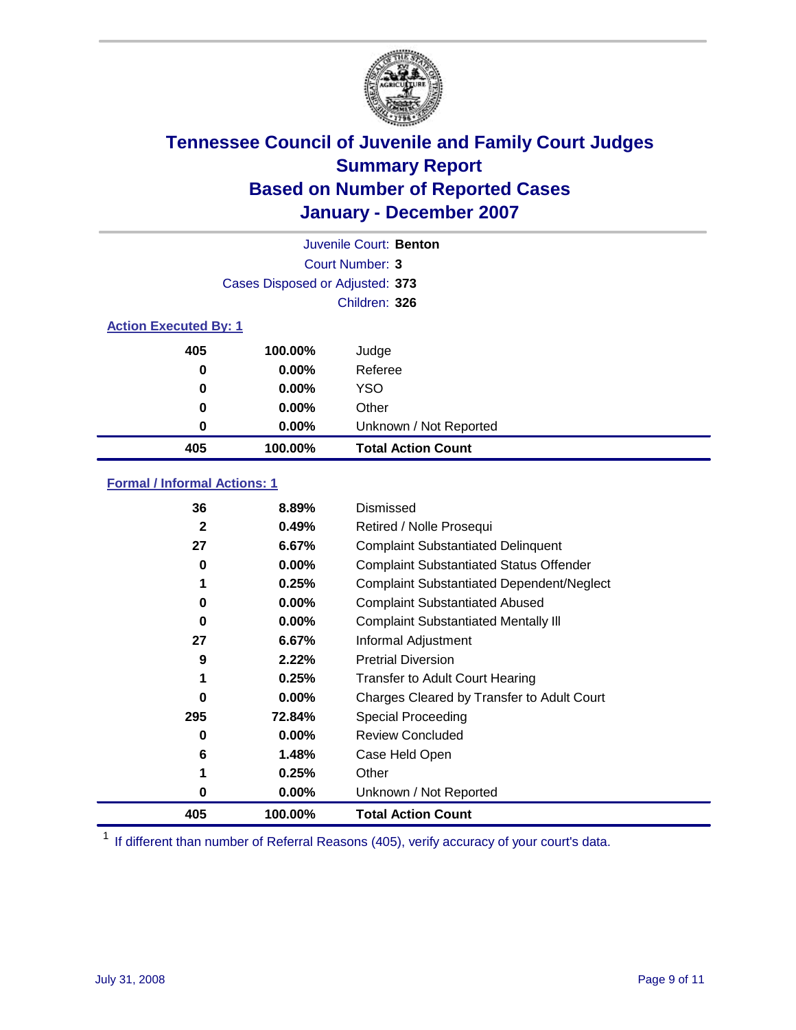# Tennessee Council of Juvenile and Family Court Judges
## Summary Report
## Based on Number of Reported Cases
## January - December 2007

Juvenile Court: **Benton**

Court Number: **3**

Cases Disposed or Adjusted: **373**

Children: **326**

### Action Executed By: [1]

| | | |
|---|---|---|
| 405 | 100.00% | Judge |
| 0 | 0.00% | Referee |
| 0 | 0.00% | YSO |
| 0 | 0.00% | Other |
| 0 | 0.00% | Unknown / Not Reported |
| **405** | **100.00%** | **Total Action Count** |

### Formal / Informal Actions: [1]

| | | |
|---|---|---|
| 36 | 8.89% | Dismissed |
| 2 | 0.49% | Retired / Nolle Prosequi |
| 27 | 6.67% | Complaint Substantiated Delinquent |
| 0 | 0.00% | Complaint Substantiated Status Offender |
| 1 | 0.25% | Complaint Substantiated Dependent/Neglect |
| 0 | 0.00% | Complaint Substantiated Abused |
| 0 | 0.00% | Complaint Substantiated Mentally Ill |
| 27 | 6.67% | Informal Adjustment |
| 9 | 2.22% | Pretrial Diversion |
| 1 | 0.25% | Transfer to Adult Court Hearing |
| 0 | 0.00% | Charges Cleared by Transfer to Adult Court |
| 295 | 72.84% | Special Proceeding |
| 0 | 0.00% | Review Concluded |
| 6 | 1.48% | Case Held Open |
| 1 | 0.25% | Other |
| 0 | 0.00% | Unknown / Not Reported |
| **405** | **100.00%** | **Total Action Count** |

[1] If different than number of Referral Reasons (405), verify accuracy of your court's data.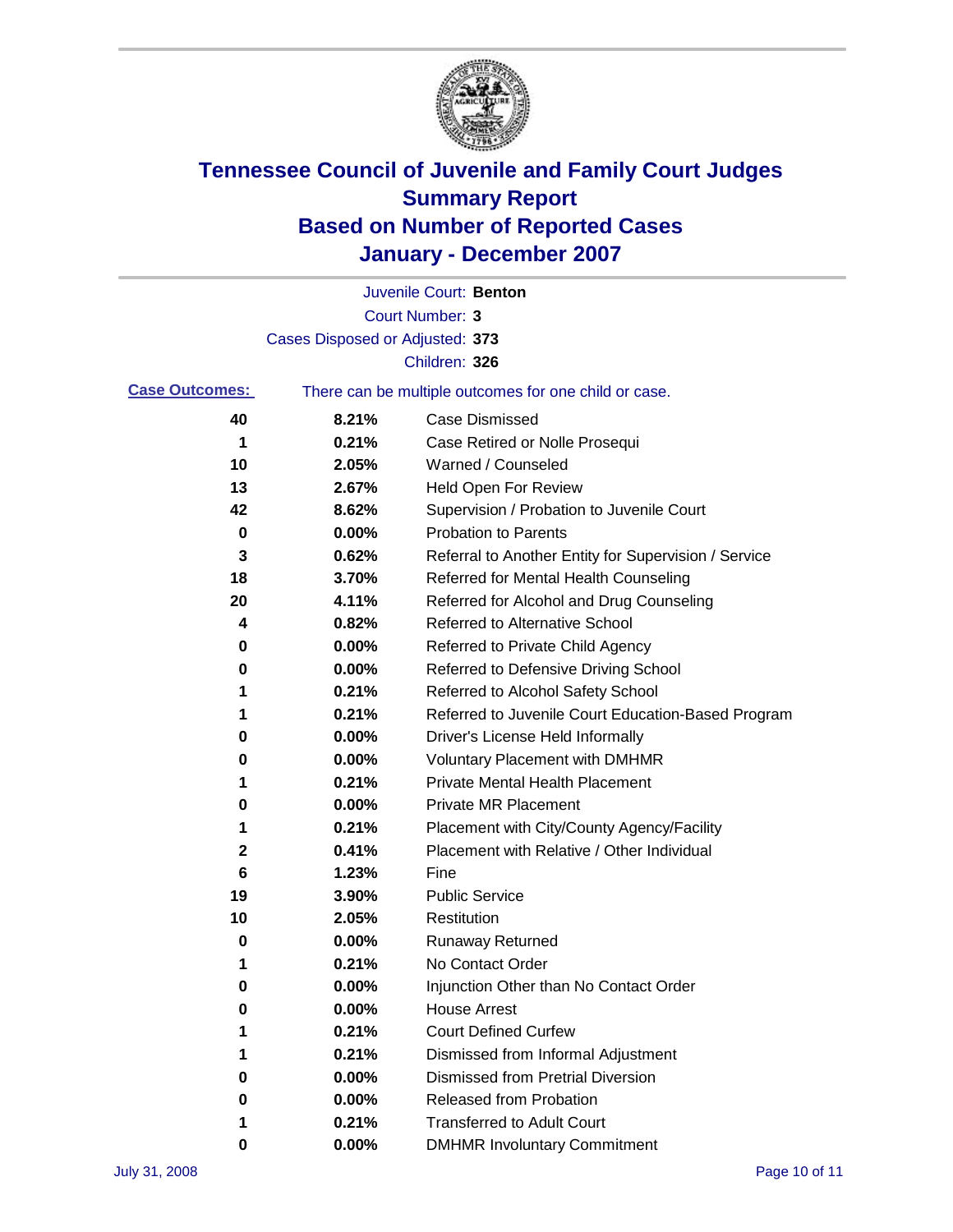# Tennessee Council of Juvenile and Family Court Judges
## Summary Report
## Based on Number of Reported Cases
## January - December 2007

Juvenile Court: **Benton**

Court Number: **3**

Cases Disposed or Adjusted: **373**

Children: **326**

**Case Outcomes:** There can be multiple outcomes for one child or case.

| Count | Percent | Outcome |
|---|---|---|
| 40 | 8.21% | Case Dismissed |
| 1 | 0.21% | Case Retired or Nolle Prosequi |
| 10 | 2.05% | Warned / Counseled |
| 13 | 2.67% | Held Open For Review |
| 42 | 8.62% | Supervision / Probation to Juvenile Court |
| 0 | 0.00% | Probation to Parents |
| 3 | 0.62% | Referral to Another Entity for Supervision / Service |
| 18 | 3.70% | Referred for Mental Health Counseling |
| 20 | 4.11% | Referred for Alcohol and Drug Counseling |
| 4 | 0.82% | Referred to Alternative School |
| 0 | 0.00% | Referred to Private Child Agency |
| 0 | 0.00% | Referred to Defensive Driving School |
| 1 | 0.21% | Referred to Alcohol Safety School |
| 1 | 0.21% | Referred to Juvenile Court Education-Based Program |
| 0 | 0.00% | Driver's License Held Informally |
| 0 | 0.00% | Voluntary Placement with DMHMR |
| 1 | 0.21% | Private Mental Health Placement |
| 0 | 0.00% | Private MR Placement |
| 1 | 0.21% | Placement with City/County Agency/Facility |
| 2 | 0.41% | Placement with Relative / Other Individual |
| 6 | 1.23% | Fine |
| 19 | 3.90% | Public Service |
| 10 | 2.05% | Restitution |
| 0 | 0.00% | Runaway Returned |
| 1 | 0.21% | No Contact Order |
| 0 | 0.00% | Injunction Other than No Contact Order |
| 0 | 0.00% | House Arrest |
| 1 | 0.21% | Court Defined Curfew |
| 1 | 0.21% | Dismissed from Informal Adjustment |
| 0 | 0.00% | Dismissed from Pretrial Diversion |
| 0 | 0.00% | Released from Probation |
| 1 | 0.21% | Transferred to Adult Court |
| 0 | 0.00% | DMHMR Involuntary Commitment |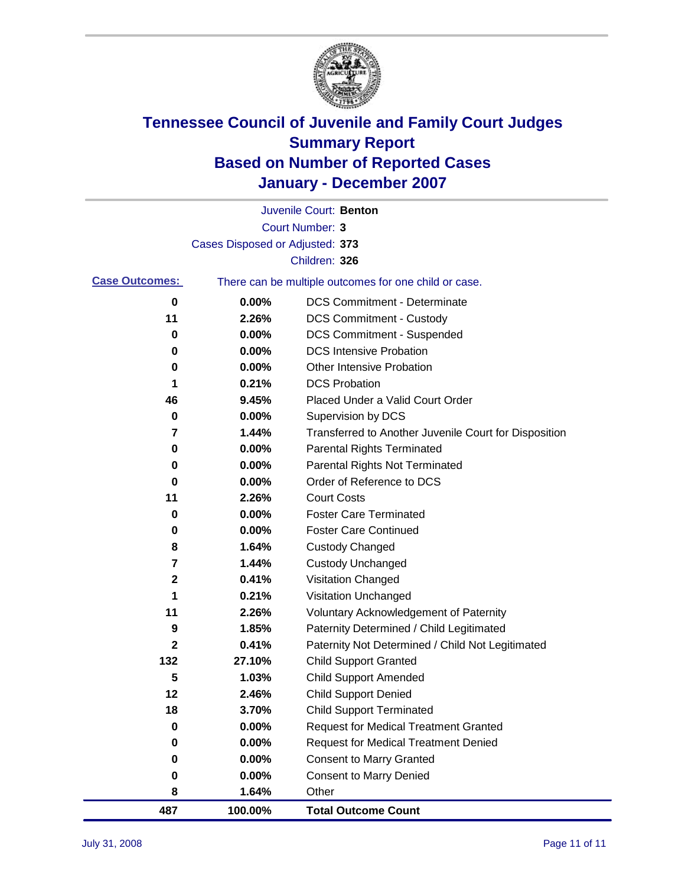# Tennessee Council of Juvenile and Family Court Judges
## Summary Report
## Based on Number of Reported Cases
## January - December 2007

Juvenile Court: **Benton**

Court Number: **3**

Cases Disposed or Adjusted: **373**

Children: **326**

**Case Outcomes:** There can be multiple outcomes for one child or case.

| | | |
|---|---|---|
| 0 | 0.00% | DCS Commitment - Determinate |
| 11 | 2.26% | DCS Commitment - Custody |
| 0 | 0.00% | DCS Commitment - Suspended |
| 0 | 0.00% | DCS Intensive Probation |
| 0 | 0.00% | Other Intensive Probation |
| 1 | 0.21% | DCS Probation |
| 46 | 9.45% | Placed Under a Valid Court Order |
| 0 | 0.00% | Supervision by DCS |
| 7 | 1.44% | Transferred to Another Juvenile Court for Disposition |
| 0 | 0.00% | Parental Rights Terminated |
| 0 | 0.00% | Parental Rights Not Terminated |
| 0 | 0.00% | Order of Reference to DCS |
| 11 | 2.26% | Court Costs |
| 0 | 0.00% | Foster Care Terminated |
| 0 | 0.00% | Foster Care Continued |
| 8 | 1.64% | Custody Changed |
| 7 | 1.44% | Custody Unchanged |
| 2 | 0.41% | Visitation Changed |
| 1 | 0.21% | Visitation Unchanged |
| 11 | 2.26% | Voluntary Acknowledgement of Paternity |
| 9 | 1.85% | Paternity Determined / Child Legitimated |
| 2 | 0.41% | Paternity Not Determined / Child Not Legitimated |
| 132 | 27.10% | Child Support Granted |
| 5 | 1.03% | Child Support Amended |
| 12 | 2.46% | Child Support Denied |
| 18 | 3.70% | Child Support Terminated |
| 0 | 0.00% | Request for Medical Treatment Granted |
| 0 | 0.00% | Request for Medical Treatment Denied |
| 0 | 0.00% | Consent to Marry Granted |
| 0 | 0.00% | Consent to Marry Denied |
| 8 | 1.64% | Other |
| **487** | **100.00%** | **Total Outcome Count** |

July 31, 2008